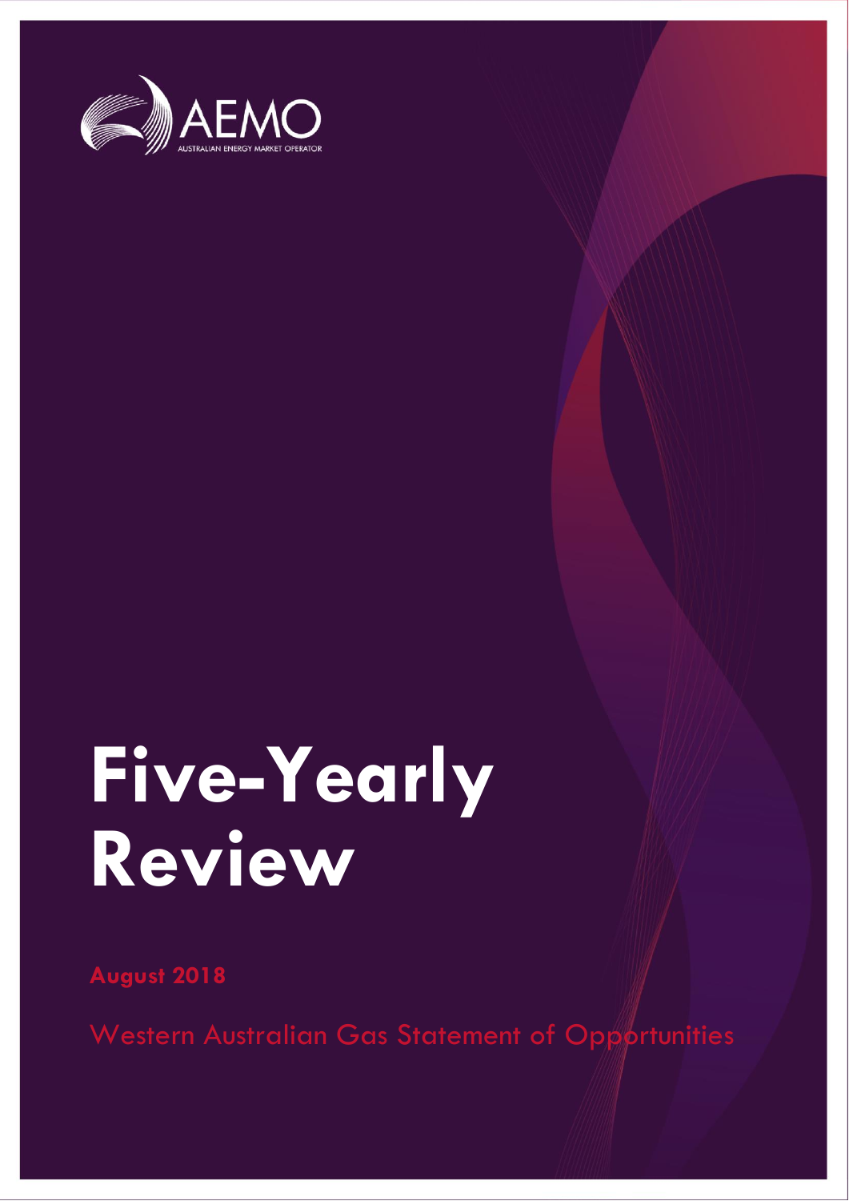AEMO

AUSTRALIAN ENERGY MARKET OPERATOR

# Five-Yearly Review

**August 2018**

Western Australian Gas Statement of Opportunities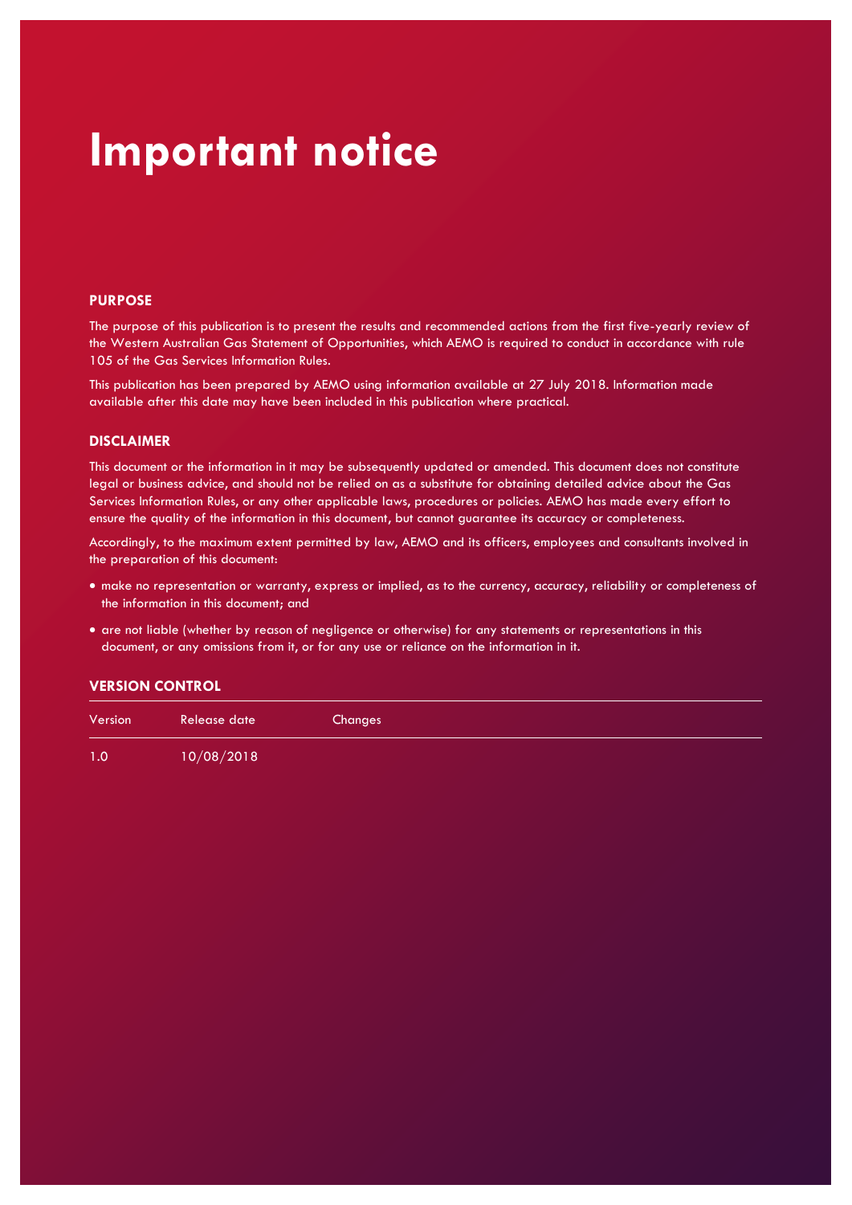# Important notice

## PURPOSE

The purpose of this publication is to present the results and recommended actions from the first five-yearly review of the Western Australian Gas Statement of Opportunities, which AEMO is required to conduct in accordance with rule 105 of the Gas Services Information Rules.

This publication has been prepared by AEMO using information available at 27 July 2018. Information made available after this date may have been included in this publication where practical.

## DISCLAIMER

This document or the information in it may be subsequently updated or amended. This document does not constitute legal or business advice, and should not be relied on as a substitute for obtaining detailed advice about the Gas Services Information Rules, or any other applicable laws, procedures or policies. AEMO has made every effort to ensure the quality of the information in this document, but cannot guarantee its accuracy or completeness.

Accordingly, to the maximum extent permitted by law, AEMO and its officers, employees and consultants involved in the preparation of this document:

- make no representation or warranty, express or implied, as to the currency, accuracy, reliability or completeness of the information in this document; and
- are not liable (whether by reason of negligence or otherwise) for any statements or representations in this document, or any omissions from it, or for any use or reliance on the information in it.

## VERSION CONTROL

| Version | Release date | Changes |
|---|---|---|
| 1.0 | 10/08/2018 | |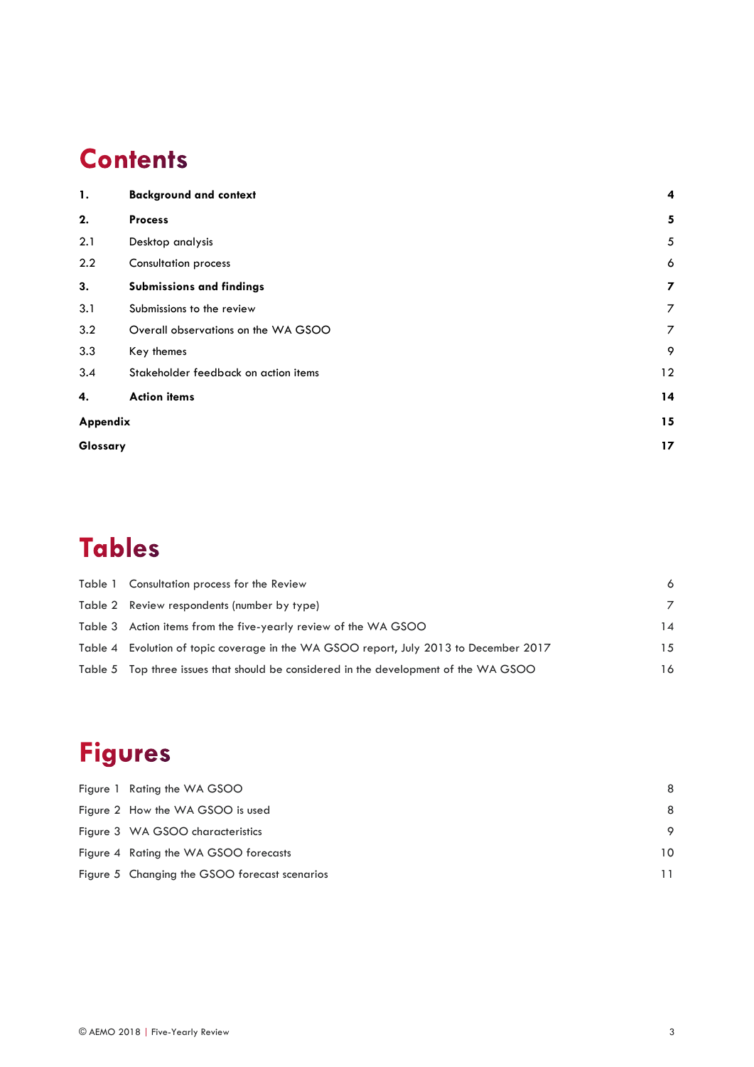# Contents

| | | |
|---|---|---|
| **1.** | **Background and context** | **4** |
| **2.** | **Process** | **5** |
| 2.1 | Desktop analysis | 5 |
| 2.2 | Consultation process | 6 |
| **3.** | **Submissions and findings** | **7** |
| 3.1 | Submissions to the review | 7 |
| 3.2 | Overall observations on the WA GSOO | 7 |
| 3.3 | Key themes | 9 |
| 3.4 | Stakeholder feedback on action items | 12 |
| **4.** | **Action items** | **14** |
| **Appendix** | | **15** |
| **Glossary** | | **17** |

# Tables

| | | |
|---|---|---|
| Table 1 | Consultation process for the Review | 6 |
| Table 2 | Review respondents (number by type) | 7 |
| Table 3 | Action items from the five-yearly review of the WA GSOO | 14 |
| Table 4 | Evolution of topic coverage in the WA GSOO report, July 2013 to December 2017 | 15 |
| Table 5 | Top three issues that should be considered in the development of the WA GSOO | 16 |

# Figures

| | | |
|---|---|---|
| Figure 1 | Rating the WA GSOO | 8 |
| Figure 2 | How the WA GSOO is used | 8 |
| Figure 3 | WA GSOO characteristics | 9 |
| Figure 4 | Rating the WA GSOO forecasts | 10 |
| Figure 5 | Changing the GSOO forecast scenarios | 11 |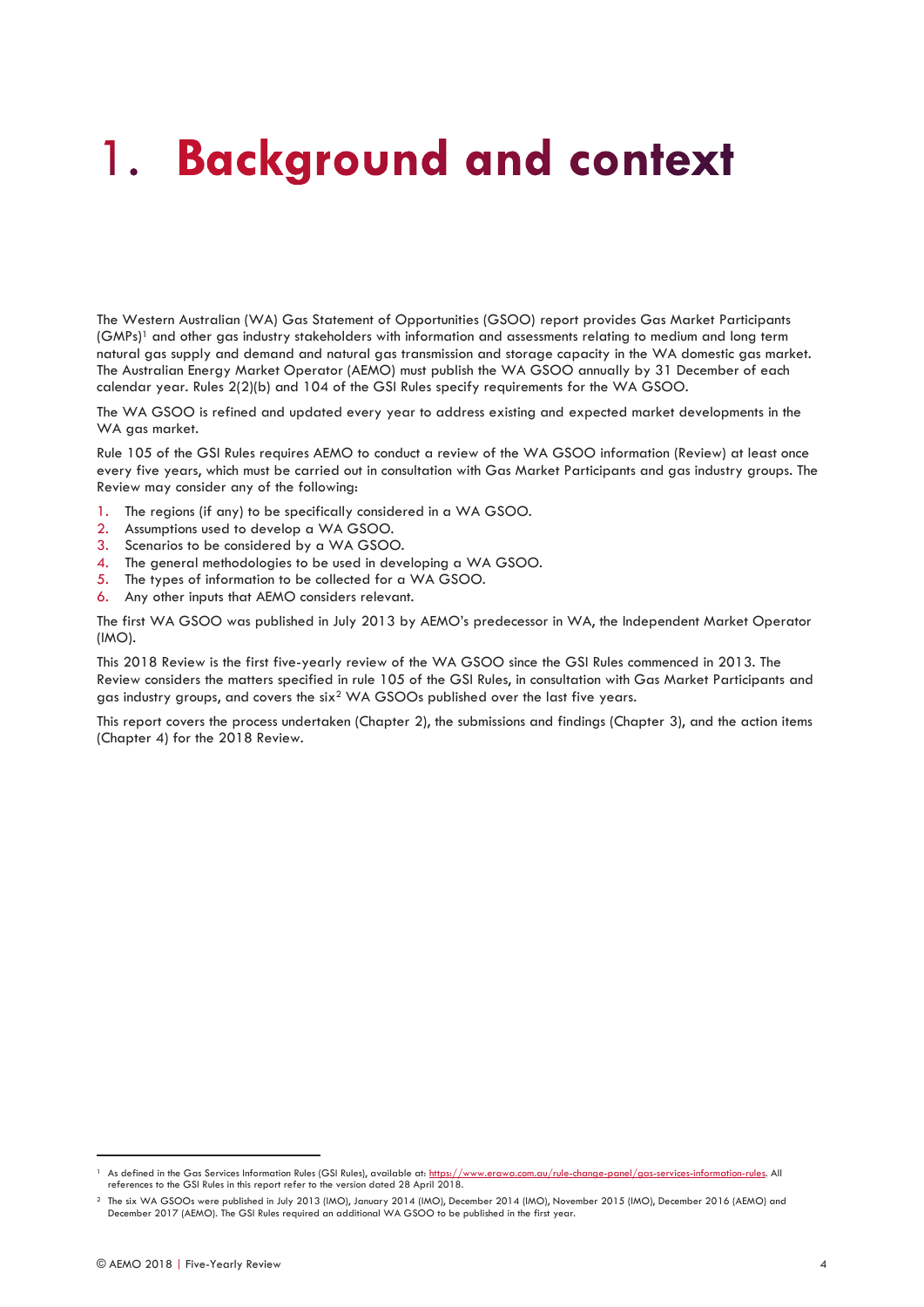# 1. Background and context

The Western Australian (WA) Gas Statement of Opportunities (GSOO) report provides Gas Market Participants (GMPs)[1] and other gas industry stakeholders with information and assessments relating to medium and long term natural gas supply and demand and natural gas transmission and storage capacity in the WA domestic gas market. The Australian Energy Market Operator (AEMO) must publish the WA GSOO annually by 31 December of each calendar year. Rules 2(2)(b) and 104 of the GSI Rules specify requirements for the WA GSOO.

The WA GSOO is refined and updated every year to address existing and expected market developments in the WA gas market.

Rule 105 of the GSI Rules requires AEMO to conduct a review of the WA GSOO information (Review) at least once every five years, which must be carried out in consultation with Gas Market Participants and gas industry groups. The Review may consider any of the following:

1. The regions (if any) to be specifically considered in a WA GSOO.
2. Assumptions used to develop a WA GSOO.
3. Scenarios to be considered by a WA GSOO.
4. The general methodologies to be used in developing a WA GSOO.
5. The types of information to be collected for a WA GSOO.
6. Any other inputs that AEMO considers relevant.

The first WA GSOO was published in July 2013 by AEMO's predecessor in WA, the Independent Market Operator (IMO).

This 2018 Review is the first five-yearly review of the WA GSOO since the GSI Rules commenced in 2013. The Review considers the matters specified in rule 105 of the GSI Rules, in consultation with Gas Market Participants and gas industry groups, and covers the six[2] WA GSOOs published over the last five years.

This report covers the process undertaken (Chapter 2), the submissions and findings (Chapter 3), and the action items (Chapter 4) for the 2018 Review.

---

[1] As defined in the Gas Services Information Rules (GSI Rules), available at: https://www.erawa.com.au/rule-change-panel/gas-services-information-rules. All references to the GSI Rules in this report refer to the version dated 28 April 2018.

[2] The six WA GSOOs were published in July 2013 (IMO), January 2014 (IMO), December 2014 (IMO), November 2015 (IMO), December 2016 (AEMO) and December 2017 (AEMO). The GSI Rules required an additional WA GSOO to be published in the first year.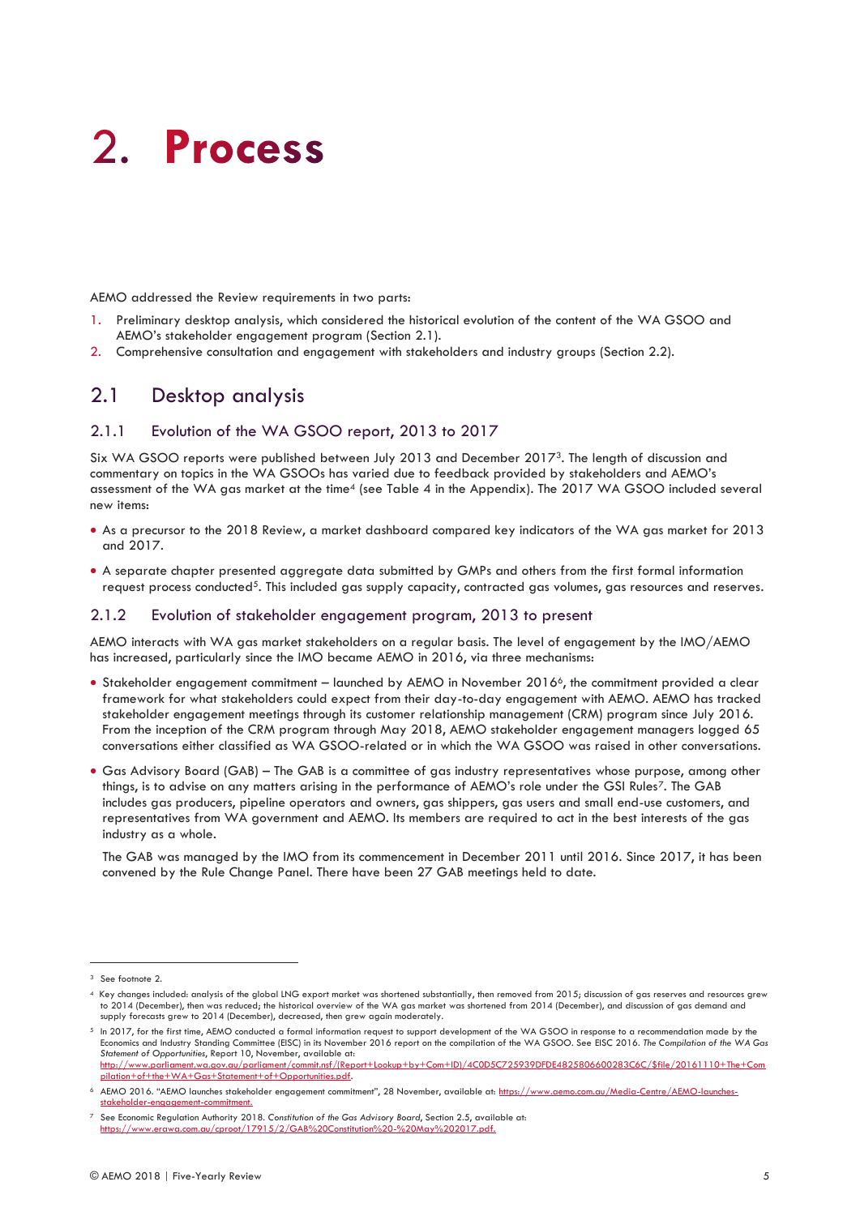# 2. Process

AEMO addressed the Review requirements in two parts:

1. Preliminary desktop analysis, which considered the historical evolution of the content of the WA GSOO and AEMO's stakeholder engagement program (Section 2.1).
2. Comprehensive consultation and engagement with stakeholders and industry groups (Section 2.2).

## 2.1 Desktop analysis

### 2.1.1 Evolution of the WA GSOO report, 2013 to 2017

Six WA GSOO reports were published between July 2013 and December 2017[3]. The length of discussion and commentary on topics in the WA GSOOs has varied due to feedback provided by stakeholders and AEMO's assessment of the WA gas market at the time[4] (see Table 4 in the Appendix). The 2017 WA GSOO included several new items:

- As a precursor to the 2018 Review, a market dashboard compared key indicators of the WA gas market for 2013 and 2017.
- A separate chapter presented aggregate data submitted by GMPs and others from the first formal information request process conducted[5]. This included gas supply capacity, contracted gas volumes, gas resources and reserves.

### 2.1.2 Evolution of stakeholder engagement program, 2013 to present

AEMO interacts with WA gas market stakeholders on a regular basis. The level of engagement by the IMO/AEMO has increased, particularly since the IMO became AEMO in 2016, via three mechanisms:

- Stakeholder engagement commitment – launched by AEMO in November 2016[6], the commitment provided a clear framework for what stakeholders could expect from their day-to-day engagement with AEMO. AEMO has tracked stakeholder engagement meetings through its customer relationship management (CRM) program since July 2016. From the inception of the CRM program through May 2018, AEMO stakeholder engagement managers logged 65 conversations either classified as WA GSOO-related or in which the WA GSOO was raised in other conversations.
- Gas Advisory Board (GAB) – The GAB is a committee of gas industry representatives whose purpose, among other things, is to advise on any matters arising in the performance of AEMO's role under the GSI Rules[7]. The GAB includes gas producers, pipeline operators and owners, gas shippers, gas users and small end-use customers, and representatives from WA government and AEMO. Its members are required to act in the best interests of the gas industry as a whole.

  The GAB was managed by the IMO from its commencement in December 2011 until 2016. Since 2017, it has been convened by the Rule Change Panel. There have been 27 GAB meetings held to date.

---

[3] See footnote 2.

[4] Key changes included: analysis of the global LNG export market was shortened substantially, then removed from 2015; discussion of gas reserves and resources grew to 2014 (December), then was reduced; the historical overview of the WA gas market was shortened from 2014 (December), and discussion of gas demand and supply forecasts grew to 2014 (December), decreased, then grew again moderately.

[5] In 2017, for the first time, AEMO conducted a formal information request to support development of the WA GSOO in response to a recommendation made by the Economics and Industry Standing Committee (EISC) in its November 2016 report on the compilation of the WA GSOO. See EISC 2016. *The Compilation of the WA Gas Statement of Opportunities*, Report 10, November, available at: http://www.parliament.wa.gov.au/parliament/commit.nsf/(Report+Lookup+by+Com+ID)/4C0D5C725939DFDE4825806600283C6C/$file/20161110+The+Compilation+of+the+WA+Gas+Statement+of+Opportunities.pdf.

[6] AEMO 2016. "AEMO launches stakeholder engagement commitment", 28 November, available at: https://www.aemo.com.au/Media-Centre/AEMO-launches-stakeholder-engagement-commitment.

[7] See Economic Regulation Authority 2018. *Constitution of the Gas Advisory Board*, Section 2.5, available at: https://www.erawa.com.au/cproot/17915/2/GAB%20Constitution%20-%20May%202017.pdf.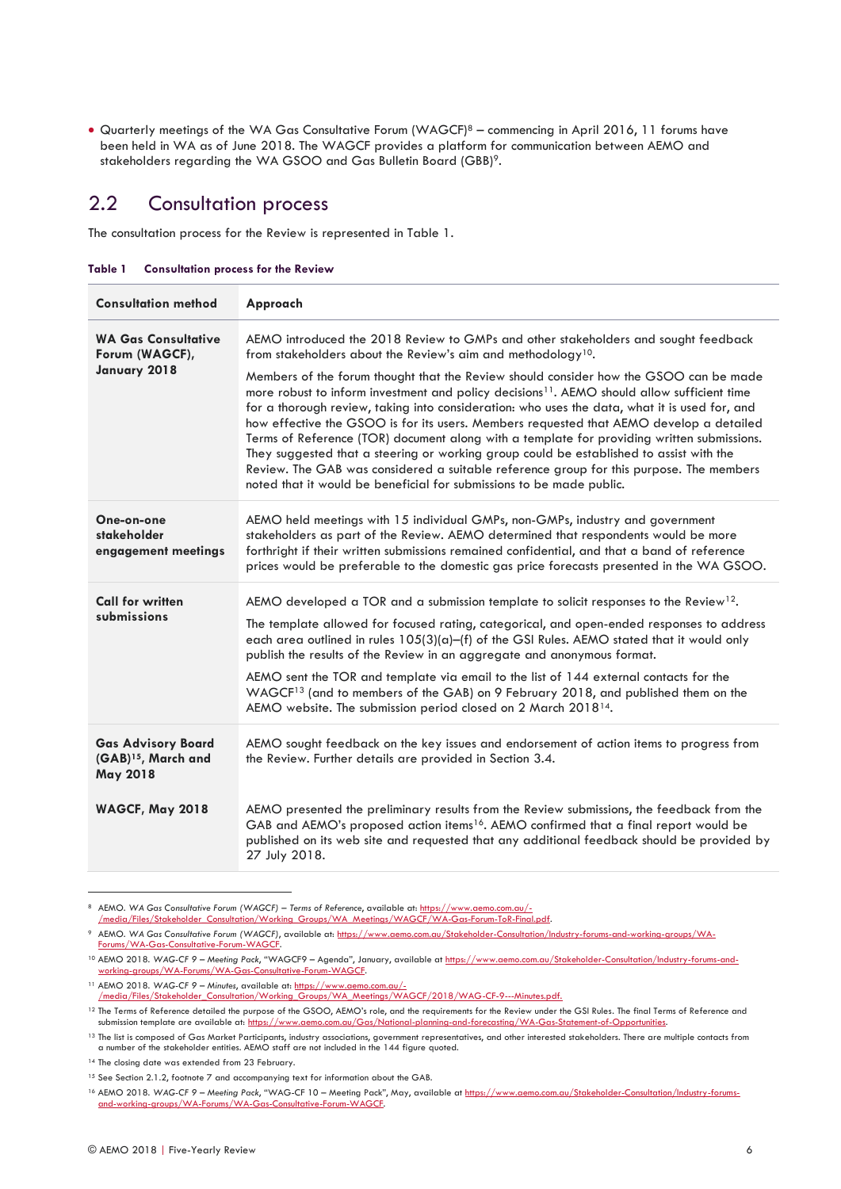- Quarterly meetings of the WA Gas Consultative Forum (WAGCF)[8] – commencing in April 2016, 11 forums have been held in WA as of June 2018. The WAGCF provides a platform for communication between AEMO and stakeholders regarding the WA GSOO and Gas Bulletin Board (GBB)[9].

## 2.2 Consultation process

The consultation process for the Review is represented in Table 1.

**Table 1 Consultation process for the Review**

| Consultation method | Approach |
|---|---|
| **WA Gas Consultative Forum (WAGCF), January 2018** | AEMO introduced the 2018 Review to GMPs and other stakeholders and sought feedback from stakeholders about the Review's aim and methodology[10]. <br><br> Members of the forum thought that the Review should consider how the GSOO can be made more robust to inform investment and policy decisions[11]. AEMO should allow sufficient time for a thorough review, taking into consideration: who uses the data, what it is used for, and how effective the GSOO is for its users. Members requested that AEMO develop a detailed Terms of Reference (TOR) document along with a template for providing written submissions. They suggested that a steering or working group could be established to assist with the Review. The GAB was considered a suitable reference group for this purpose. The members noted that it would be beneficial for submissions to be made public. |
| **One-on-one stakeholder engagement meetings** | AEMO held meetings with 15 individual GMPs, non-GMPs, industry and government stakeholders as part of the Review. AEMO determined that respondents would be more forthright if their written submissions remained confidential, and that a band of reference prices would be preferable to the domestic gas price forecasts presented in the WA GSOO. |
| **Call for written submissions** | AEMO developed a TOR and a submission template to solicit responses to the Review[12]. <br><br> The template allowed for focused rating, categorical, and open-ended responses to address each area outlined in rules 105(3)(a)–(f) of the GSI Rules. AEMO stated that it would only publish the results of the Review in an aggregate and anonymous format. <br><br> AEMO sent the TOR and template via email to the list of 144 external contacts for the WAGCF[13] (and to members of the GAB) on 9 February 2018, and published them on the AEMO website. The submission period closed on 2 March 2018[14]. |
| **Gas Advisory Board (GAB)[15], March and May 2018** | AEMO sought feedback on the key issues and endorsement of action items to progress from the Review. Further details are provided in Section 3.4. |
| **WAGCF, May 2018** | AEMO presented the preliminary results from the Review submissions, the feedback from the GAB and AEMO's proposed action items[16]. AEMO confirmed that a final report would be published on its web site and requested that any additional feedback should be provided by 27 July 2018. |

[8] AEMO. *WA Gas Consultative Forum (WAGCF) – Terms of Reference*, available at: https://www.aemo.com.au/-/media/Files/Stakeholder_Consultation/Working_Groups/WA_Meetings/WAGCF/WA-Gas-Forum-ToR-Final.pdf.

[9] AEMO. *WA Gas Consultative Forum (WAGCF)*, available at: https://www.aemo.com.au/Stakeholder-Consultation/Industry-forums-and-working-groups/WA-Forums/WA-Gas-Consultative-Forum-WAGCF.

[10] AEMO 2018. *WAG-CF 9 – Meeting Pack*, "WAGCF9 – Agenda", January, available at https://www.aemo.com.au/Stakeholder-Consultation/Industry-forums-and-working-groups/WA-Forums/WA-Gas-Consultative-Forum-WAGCF.

[11] AEMO 2018. *WAG-CF 9 – Minutes*, available at: https://www.aemo.com.au/-/media/Files/Stakeholder_Consultation/Working_Groups/WA_Meetings/WAGCF/2018/WAG-CF-9---Minutes.pdf.

[12] The Terms of Reference detailed the purpose of the GSOO, AEMO's role, and the requirements for the Review under the GSI Rules. The final Terms of Reference and submission template are available at: https://www.aemo.com.au/Gas/National-planning-and-forecasting/WA-Gas-Statement-of-Opportunities.

[13] The list is composed of Gas Market Participants, industry associations, government representatives, and other interested stakeholders. There are multiple contacts from a number of the stakeholder entities. AEMO staff are not included in the 144 figure quoted.

[14] The closing date was extended from 23 February.

[15] See Section 2.1.2, footnote 7 and accompanying text for information about the GAB.

[16] AEMO 2018. *WAG-CF 9 – Meeting Pack*, "WAG-CF 10 – Meeting Pack", May, available at https://www.aemo.com.au/Stakeholder-Consultation/Industry-forums-and-working-groups/WA-Forums/WA-Gas-Consultative-Forum-WAGCF.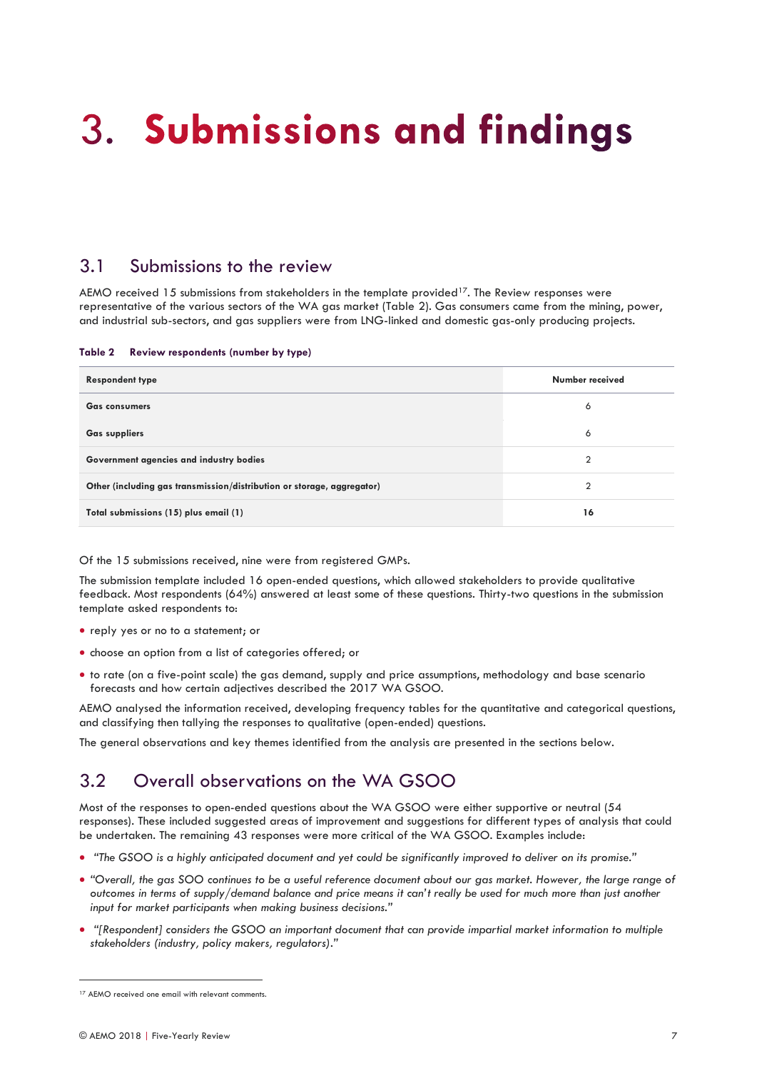# 3. Submissions and findings

## 3.1 Submissions to the review

AEMO received 15 submissions from stakeholders in the template provided[17]. The Review responses were representative of the various sectors of the WA gas market (Table 2). Gas consumers came from the mining, power, and industrial sub-sectors, and gas suppliers were from LNG-linked and domestic gas-only producing projects.

**Table 2 Review respondents (number by type)**

| Respondent type | Number received |
|---|---|
| **Gas consumers** | 6 |
| **Gas suppliers** | 6 |
| **Government agencies and industry bodies** | 2 |
| **Other (including gas transmission/distribution or storage, aggregator)** | 2 |
| **Total submissions (15) plus email (1)** | **16** |

Of the 15 submissions received, nine were from registered GMPs.

The submission template included 16 open-ended questions, which allowed stakeholders to provide qualitative feedback. Most respondents (64%) answered at least some of these questions. Thirty-two questions in the submission template asked respondents to:

- reply yes or no to a statement; or
- choose an option from a list of categories offered; or
- to rate (on a five-point scale) the gas demand, supply and price assumptions, methodology and base scenario forecasts and how certain adjectives described the 2017 WA GSOO.

AEMO analysed the information received, developing frequency tables for the quantitative and categorical questions, and classifying then tallying the responses to qualitative (open-ended) questions.

The general observations and key themes identified from the analysis are presented in the sections below.

## 3.2 Overall observations on the WA GSOO

Most of the responses to open-ended questions about the WA GSOO were either supportive or neutral (54 responses). These included suggested areas of improvement and suggestions for different types of analysis that could be undertaken. The remaining 43 responses were more critical of the WA GSOO. Examples include:

- *"The GSOO is a highly anticipated document and yet could be significantly improved to deliver on its promise."*
- *"Overall, the gas SOO continues to be a useful reference document about our gas market. However, the large range of outcomes in terms of supply/demand balance and price means it can't really be used for much more than just another input for market participants when making business decisions."*
- *"[Respondent] considers the GSOO an important document that can provide impartial market information to multiple stakeholders (industry, policy makers, regulators)."*

[17] AEMO received one email with relevant comments.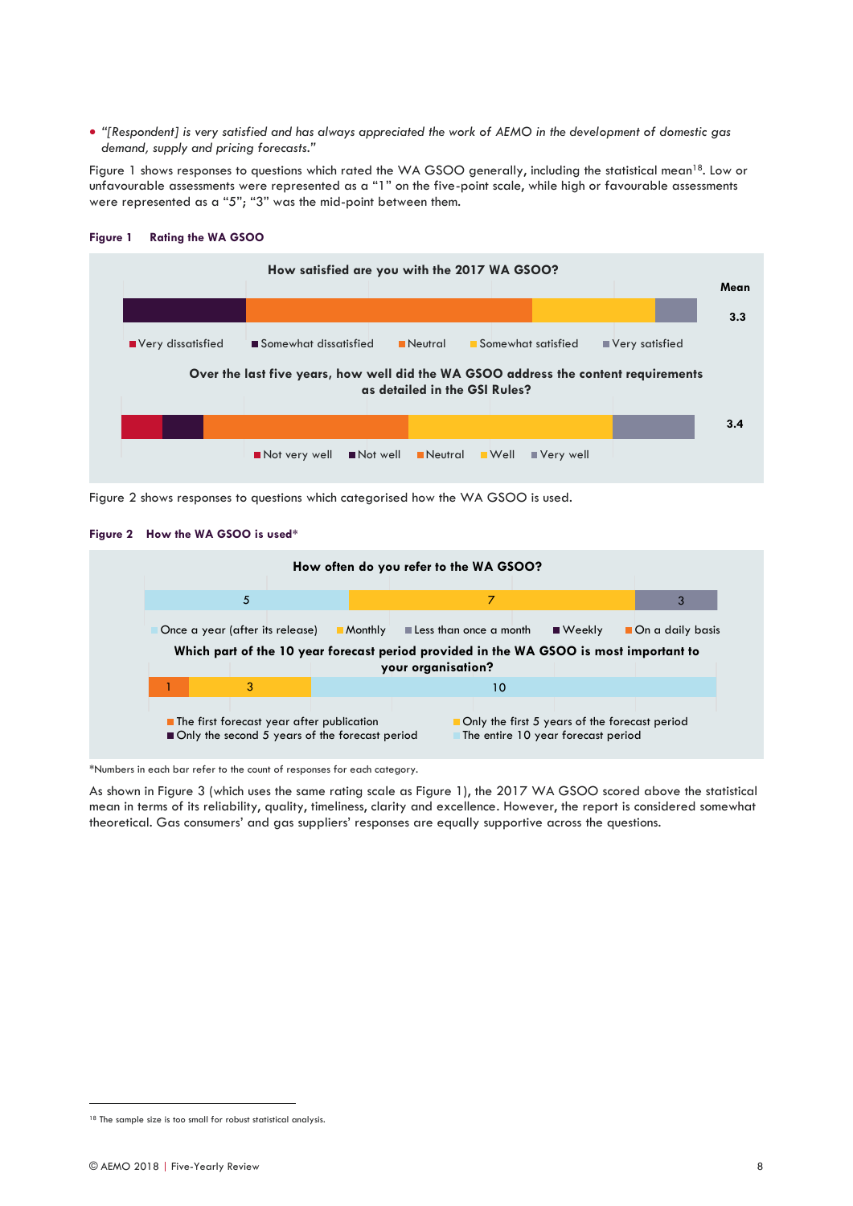- *"[Respondent] is very satisfied and has always appreciated the work of AEMO in the development of domestic gas demand, supply and pricing forecasts."*

Figure 1 shows responses to questions which rated the WA GSOO generally, including the statistical mean[18]. Low or unfavourable assessments were represented as a "1" on the five-point scale, while high or favourable assessments were represented as a "5"; "3" was the mid-point between them.

**Figure 1 Rating the WA GSOO**

**How satisfied are you with the 2017 WA GSOO?**

Mean: 3.3

Very dissatisfied | Somewhat dissatisfied | Neutral | Somewhat satisfied | Very satisfied

**Over the last five years, how well did the WA GSOO address the content requirements as detailed in the GSI Rules?**

Mean: 3.4

Not very well | Not well | Neutral | Well | Very well

Figure 2 shows responses to questions which categorised how the WA GSOO is used.

**Figure 2 How the WA GSOO is used***

**How often do you refer to the WA GSOO?**

| Once a year (after its release) | Monthly | Less than once a month | Weekly | On a daily basis |
|---|---|---|---|---|
| 5 | 7 | 3 | | |

**Which part of the 10 year forecast period provided in the WA GSOO is most important to your organisation?**

| The first forecast year after publication | Only the first 5 years of the forecast period | Only the second 5 years of the forecast period | The entire 10 year forecast period |
|---|---|---|---|
| 1 | 3 | | 10 |

*Numbers in each bar refer to the count of responses for each category.

As shown in Figure 3 (which uses the same rating scale as Figure 1), the 2017 WA GSOO scored above the statistical mean in terms of its reliability, quality, timeliness, clarity and excellence. However, the report is considered somewhat theoretical. Gas consumers' and gas suppliers' responses are equally supportive across the questions.

[18] The sample size is too small for robust statistical analysis.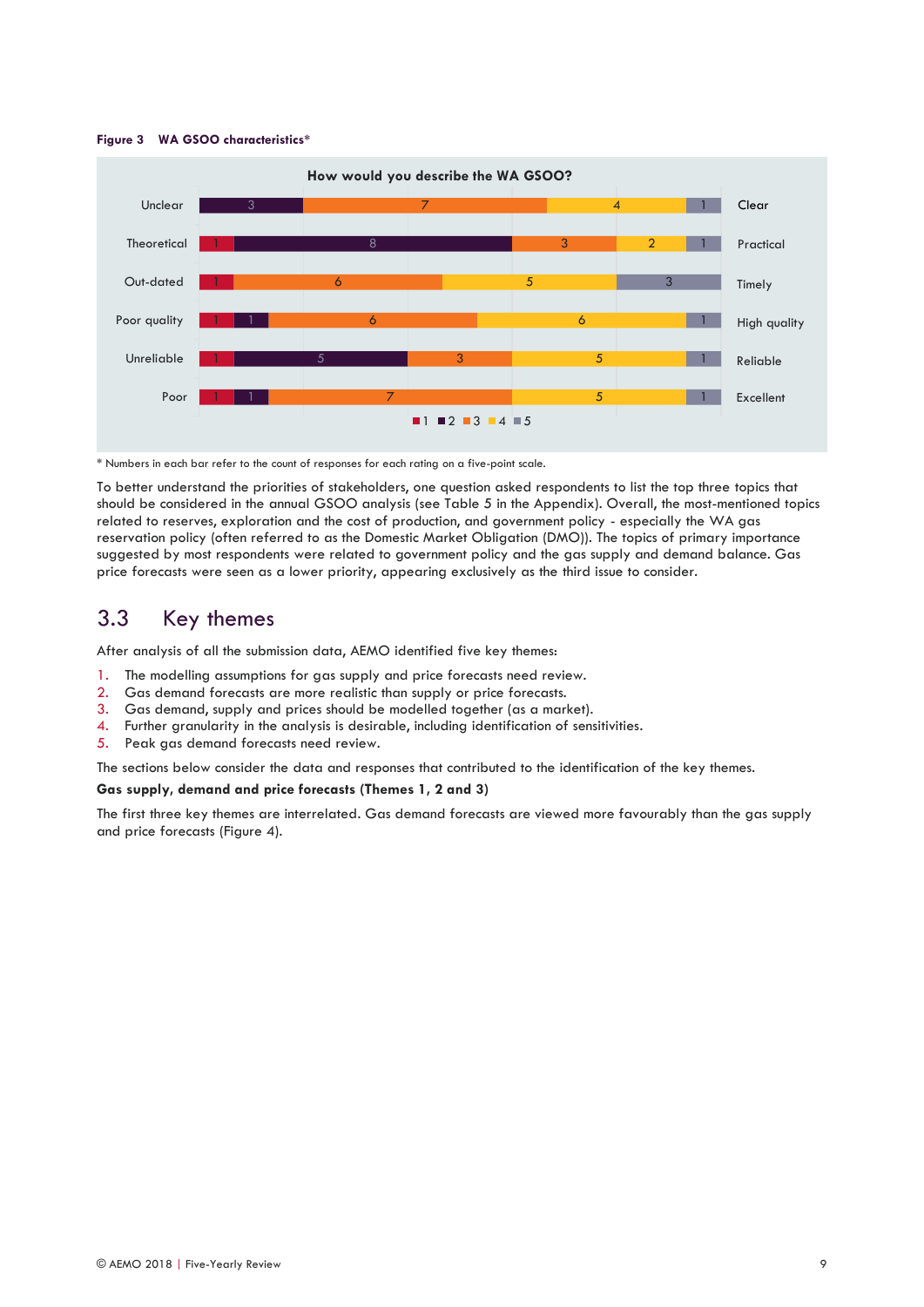**Figure 3 WA GSOO characteristics***

**How would you describe the WA GSOO?**

| | 1 | 2 | 3 | 4 | 5 | |
|---|---|---|---|---|---|---|
| Unclear | | 3 | 7 | 4 | 1 | Clear |
| Theoretical | 1 | 8 | 3 | 2 | 1 | Practical |
| Out-dated | 1 | | 6 | 5 | 3 | Timely |
| Poor quality | 1 | 1 | 6 | 6 | 1 | High quality |
| Unreliable | 1 | 5 | 3 | 5 | 1 | Reliable |
| Poor | 1 | 1 | 7 | 5 | 1 | Excellent |

\* Numbers in each bar refer to the count of responses for each rating on a five-point scale.

To better understand the priorities of stakeholders, one question asked respondents to list the top three topics that should be considered in the annual GSOO analysis (see Table 5 in the Appendix). Overall, the most-mentioned topics related to reserves, exploration and the cost of production, and government policy - especially the WA gas reservation policy (often referred to as the Domestic Market Obligation (DMO)). The topics of primary importance suggested by most respondents were related to government policy and the gas supply and demand balance. Gas price forecasts were seen as a lower priority, appearing exclusively as the third issue to consider.

## 3.3 Key themes

After analysis of all the submission data, AEMO identified five key themes:

1. The modelling assumptions for gas supply and price forecasts need review.
2. Gas demand forecasts are more realistic than supply or price forecasts.
3. Gas demand, supply and prices should be modelled together (as a market).
4. Further granularity in the analysis is desirable, including identification of sensitivities.
5. Peak gas demand forecasts need review.

The sections below consider the data and responses that contributed to the identification of the key themes.

**Gas supply, demand and price forecasts (Themes 1, 2 and 3)**

The first three key themes are interrelated. Gas demand forecasts are viewed more favourably than the gas supply and price forecasts (Figure 4).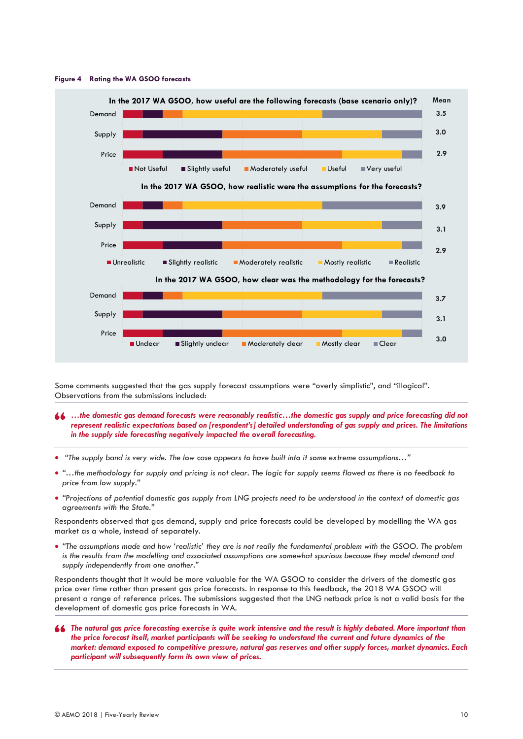**Figure 4 Rating the WA GSOO forecasts**

**In the 2017 WA GSOO, how useful are the following forecasts (base scenario only)?**

| | Mean |
|---|---|
| Demand | 3.5 |
| Supply | 3.0 |
| Price | 2.9 |

Not Useful, Slightly useful, Moderately useful, Useful, Very useful

**In the 2017 WA GSOO, how realistic were the assumptions for the forecasts?**

| | Mean |
|---|---|
| Demand | 3.9 |
| Supply | 3.1 |
| Price | 2.9 |

Unrealistic, Slightly realistic, Moderately realistic, Mostly realistic, Realistic

**In the 2017 WA GSOO, how clear was the methodology for the forecasts?**

| | Mean |
|---|---|
| Demand | 3.7 |
| Supply | 3.1 |
| Price | 3.0 |

Unclear, Slightly unclear, Moderately clear, Mostly clear, Clear

Some comments suggested that the gas supply forecast assumptions were "overly simplistic", and "illogical". Observations from the submissions included:

> ***…the domestic gas demand forecasts were reasonably realistic…the domestic gas supply and price forecasting did not represent realistic expectations based on [respondent's] detailed understanding of gas supply and prices. The limitations in the supply side forecasting negatively impacted the overall forecasting.***

- *"The supply band is very wide. The low case appears to have built into it some extreme assumptions…"*
- *"…the methodology for supply and pricing is not clear. The logic for supply seems flawed as there is no feedback to price from low supply."*
- *"Projections of potential domestic gas supply from LNG projects need to be understood in the context of domestic gas agreements with the State."*

Respondents observed that gas demand, supply and price forecasts could be developed by modelling the WA gas market as a whole, instead of separately.

- *"The assumptions made and how 'realistic' they are is not really the fundamental problem with the GSOO. The problem is the results from the modelling and associated assumptions are somewhat spurious because they model demand and supply independently from one another."*

Respondents thought that it would be more valuable for the WA GSOO to consider the drivers of the domestic gas price over time rather than present gas price forecasts. In response to this feedback, the 2018 WA GSOO will present a range of reference prices. The submissions suggested that the LNG netback price is not a valid basis for the development of domestic gas price forecasts in WA.

> ***The natural gas price forecasting exercise is quite work intensive and the result is highly debated. More important than the price forecast itself, market participants will be seeking to understand the current and future dynamics of the market: demand exposed to competitive pressure, natural gas reserves and other supply forces, market dynamics. Each participant will subsequently form its own view of prices.***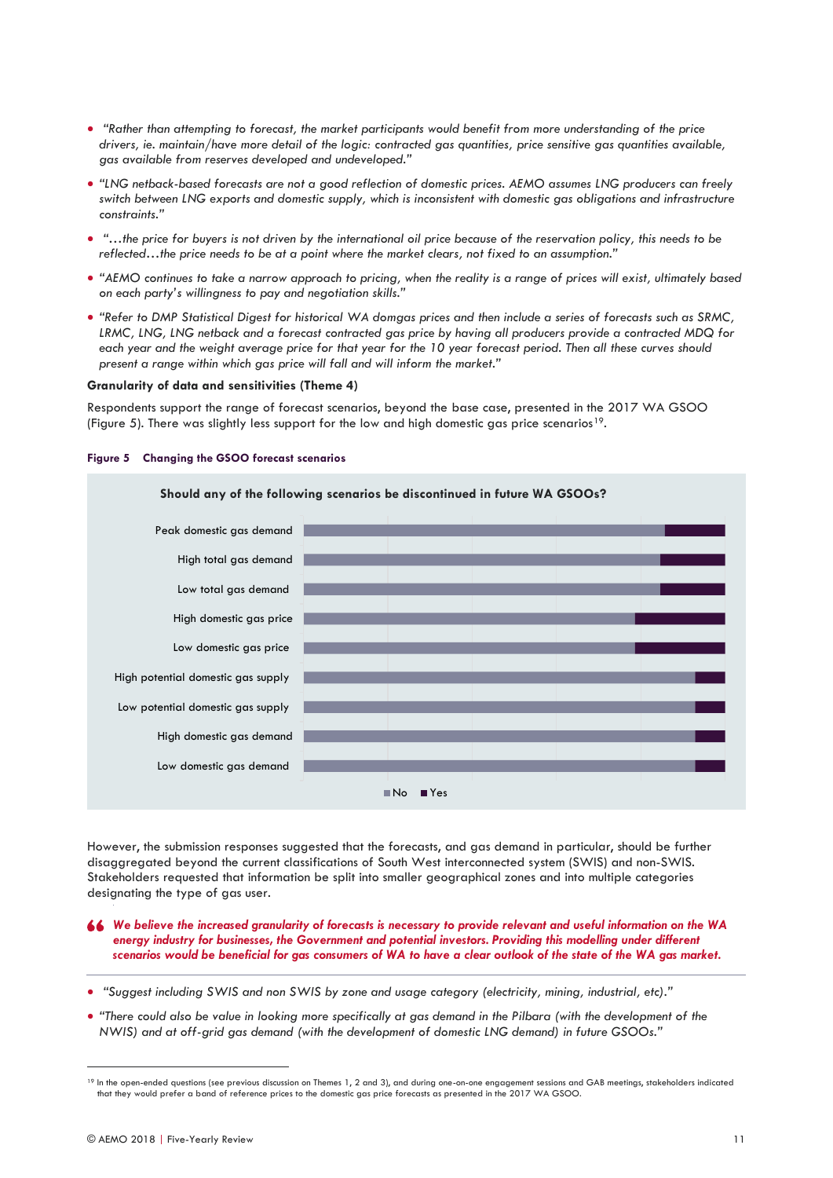- *"Rather than attempting to forecast, the market participants would benefit from more understanding of the price drivers, ie. maintain/have more detail of the logic: contracted gas quantities, price sensitive gas quantities available, gas available from reserves developed and undeveloped."*
- *"LNG netback-based forecasts are not a good reflection of domestic prices. AEMO assumes LNG producers can freely switch between LNG exports and domestic supply, which is inconsistent with domestic gas obligations and infrastructure constraints."*
- *"…the price for buyers is not driven by the international oil price because of the reservation policy, this needs to be reflected…the price needs to be at a point where the market clears, not fixed to an assumption."*
- *"AEMO continues to take a narrow approach to pricing, when the reality is a range of prices will exist, ultimately based on each party's willingness to pay and negotiation skills."*
- *"Refer to DMP Statistical Digest for historical WA domgas prices and then include a series of forecasts such as SRMC, LRMC, LNG, LNG netback and a forecast contracted gas price by having all producers provide a contracted MDQ for each year and the weight average price for that year for the 10 year forecast period. Then all these curves should present a range within which gas price will fall and will inform the market."*

**Granularity of data and sensitivities (Theme 4)**

Respondents support the range of forecast scenarios, beyond the base case, presented in the 2017 WA GSOO (Figure 5). There was slightly less support for the low and high domestic gas price scenarios[19].

**Figure 5 Changing the GSOO forecast scenarios**

**Should any of the following scenarios be discontinued in future WA GSOOs?**

Scenarios: Peak domestic gas demand; High total gas demand; Low total gas demand; High domestic gas price; Low domestic gas price; High potential domestic gas supply; Low potential domestic gas supply; High domestic gas demand; Low domestic gas demand

Legend: No, Yes

However, the submission responses suggested that the forecasts, and gas demand in particular, should be further disaggregated beyond the current classifications of South West interconnected system (SWIS) and non-SWIS. Stakeholders requested that information be split into smaller geographical zones and into multiple categories designating the type of gas user.

> ***We believe the increased granularity of forecasts is necessary to provide relevant and useful information on the WA energy industry for businesses, the Government and potential investors. Providing this modelling under different scenarios would be beneficial for gas consumers of WA to have a clear outlook of the state of the WA gas market.***

- *"Suggest including SWIS and non SWIS by zone and usage category (electricity, mining, industrial, etc)."*
- *"There could also be value in looking more specifically at gas demand in the Pilbara (with the development of the NWIS) and at off-grid gas demand (with the development of domestic LNG demand) in future GSOOs."*

---

[19] In the open-ended questions (see previous discussion on Themes 1, 2 and 3), and during one-on-one engagement sessions and GAB meetings, stakeholders indicated that they would prefer a band of reference prices to the domestic gas price forecasts as presented in the 2017 WA GSOO.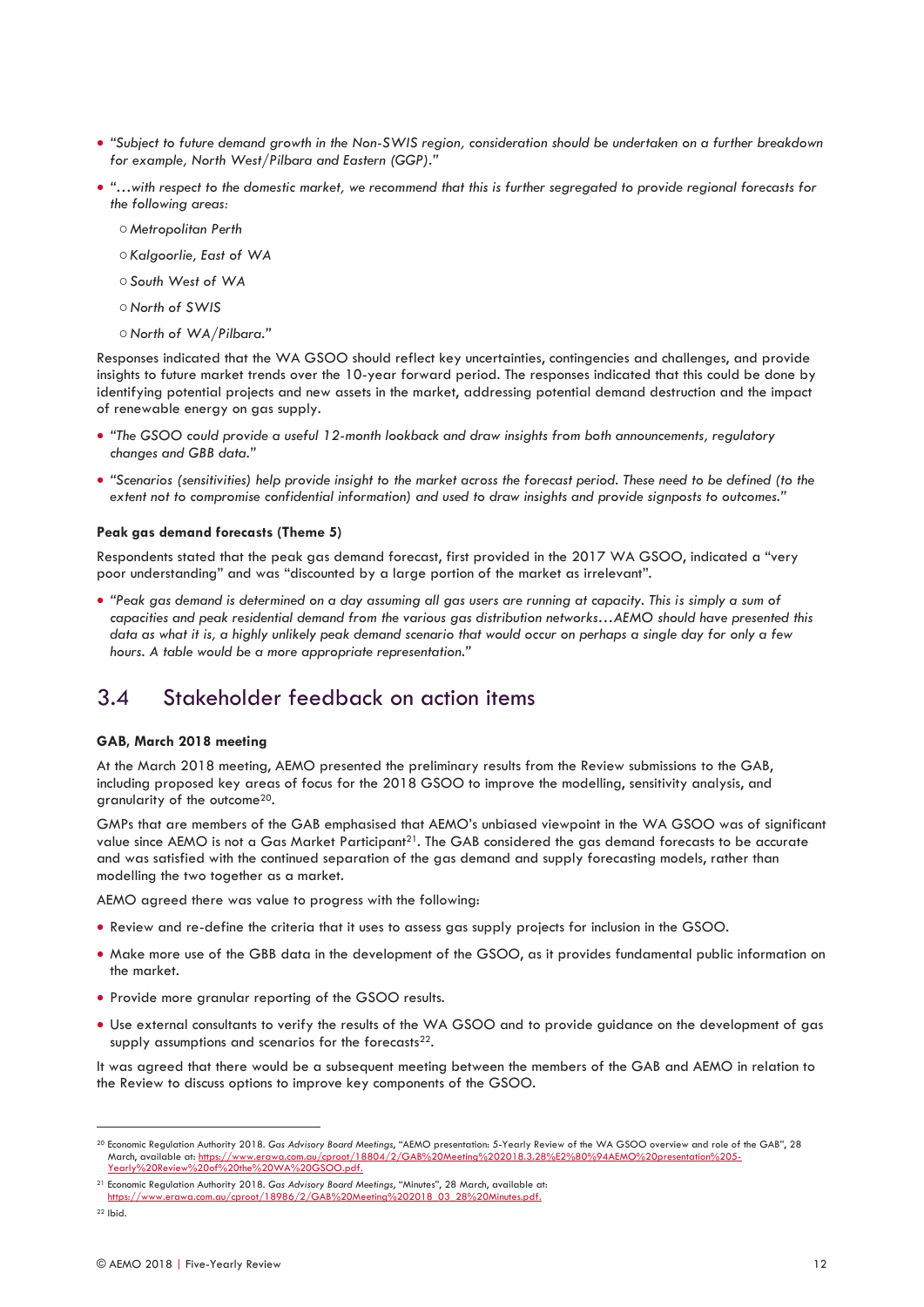- *"Subject to future demand growth in the Non-SWIS region, consideration should be undertaken on a further breakdown for example, North West/Pilbara and Eastern (GGP)."*
- *"…with respect to the domestic market, we recommend that this is further segregated to provide regional forecasts for the following areas:*
  - *Metropolitan Perth*
  - *Kalgoorlie, East of WA*
  - *South West of WA*
  - *North of SWIS*
  - *North of WA/Pilbara."*

Responses indicated that the WA GSOO should reflect key uncertainties, contingencies and challenges, and provide insights to future market trends over the 10-year forward period. The responses indicated that this could be done by identifying potential projects and new assets in the market, addressing potential demand destruction and the impact of renewable energy on gas supply.

- *"The GSOO could provide a useful 12-month lookback and draw insights from both announcements, regulatory changes and GBB data."*
- *"Scenarios (sensitivities) help provide insight to the market across the forecast period. These need to be defined (to the extent not to compromise confidential information) and used to draw insights and provide signposts to outcomes."*

**Peak gas demand forecasts (Theme 5)**

Respondents stated that the peak gas demand forecast, first provided in the 2017 WA GSOO, indicated a "very poor understanding" and was "discounted by a large portion of the market as irrelevant".

- *"Peak gas demand is determined on a day assuming all gas users are running at capacity. This is simply a sum of capacities and peak residential demand from the various gas distribution networks…AEMO should have presented this data as what it is, a highly unlikely peak demand scenario that would occur on perhaps a single day for only a few hours. A table would be a more appropriate representation."*

## 3.4 Stakeholder feedback on action items

**GAB, March 2018 meeting**

At the March 2018 meeting, AEMO presented the preliminary results from the Review submissions to the GAB, including proposed key areas of focus for the 2018 GSOO to improve the modelling, sensitivity analysis, and granularity of the outcome[20].

GMPs that are members of the GAB emphasised that AEMO's unbiased viewpoint in the WA GSOO was of significant value since AEMO is not a Gas Market Participant[21]. The GAB considered the gas demand forecasts to be accurate and was satisfied with the continued separation of the gas demand and supply forecasting models, rather than modelling the two together as a market.

AEMO agreed there was value to progress with the following:

- Review and re-define the criteria that it uses to assess gas supply projects for inclusion in the GSOO.
- Make more use of the GBB data in the development of the GSOO, as it provides fundamental public information on the market.
- Provide more granular reporting of the GSOO results.
- Use external consultants to verify the results of the WA GSOO and to provide guidance on the development of gas supply assumptions and scenarios for the forecasts[22].

It was agreed that there would be a subsequent meeting between the members of the GAB and AEMO in relation to the Review to discuss options to improve key components of the GSOO.

---

[20] Economic Regulation Authority 2018. *Gas Advisory Board Meetings*, "AEMO presentation: 5-Yearly Review of the WA GSOO overview and role of the GAB", 28 March, available at: https://www.erawa.com.au/cproot/18804/2/GAB%20Meeting%202018.3.28%E2%80%94AEMO%20presentation%205-Yearly%20Review%20of%20the%20WA%20GSOO.pdf.

[21] Economic Regulation Authority 2018. *Gas Advisory Board Meetings*, "Minutes", 28 March, available at: https://www.erawa.com.au/cproot/18986/2/GAB%20Meeting%202018_03_28%20Minutes.pdf.

[22] Ibid.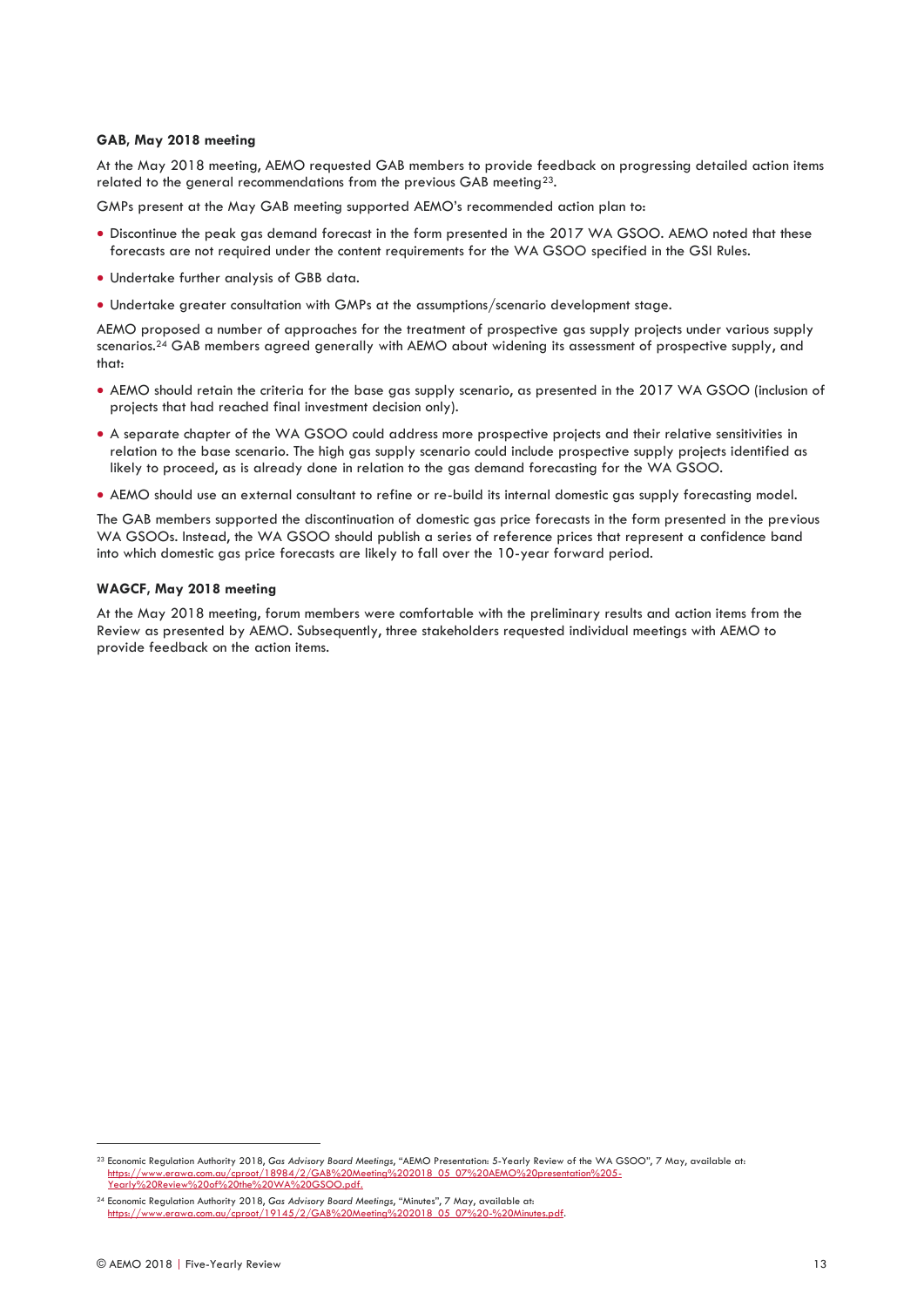**GAB, May 2018 meeting**

At the May 2018 meeting, AEMO requested GAB members to provide feedback on progressing detailed action items related to the general recommendations from the previous GAB meeting[23].

GMPs present at the May GAB meeting supported AEMO's recommended action plan to:

- Discontinue the peak gas demand forecast in the form presented in the 2017 WA GSOO. AEMO noted that these forecasts are not required under the content requirements for the WA GSOO specified in the GSI Rules.
- Undertake further analysis of GBB data.
- Undertake greater consultation with GMPs at the assumptions/scenario development stage.

AEMO proposed a number of approaches for the treatment of prospective gas supply projects under various supply scenarios.[24] GAB members agreed generally with AEMO about widening its assessment of prospective supply, and that:

- AEMO should retain the criteria for the base gas supply scenario, as presented in the 2017 WA GSOO (inclusion of projects that had reached final investment decision only).
- A separate chapter of the WA GSOO could address more prospective projects and their relative sensitivities in relation to the base scenario. The high gas supply scenario could include prospective supply projects identified as likely to proceed, as is already done in relation to the gas demand forecasting for the WA GSOO.
- AEMO should use an external consultant to refine or re-build its internal domestic gas supply forecasting model.

The GAB members supported the discontinuation of domestic gas price forecasts in the form presented in the previous WA GSOOs. Instead, the WA GSOO should publish a series of reference prices that represent a confidence band into which domestic gas price forecasts are likely to fall over the 10-year forward period.

**WAGCF, May 2018 meeting**

At the May 2018 meeting, forum members were comfortable with the preliminary results and action items from the Review as presented by AEMO. Subsequently, three stakeholders requested individual meetings with AEMO to provide feedback on the action items.

---

[23] Economic Regulation Authority 2018, *Gas Advisory Board Meetings*, "AEMO Presentation: 5-Yearly Review of the WA GSOO", 7 May, available at: https://www.erawa.com.au/cproot/18984/2/GAB%20Meeting%202018_05_07%20AEMO%20presentation%205-Yearly%20Review%20of%20the%20WA%20GSOO.pdf.

[24] Economic Regulation Authority 2018, *Gas Advisory Board Meetings*, "Minutes", 7 May, available at: https://www.erawa.com.au/cproot/19145/2/GAB%20Meeting%202018_05_07%20-%20Minutes.pdf.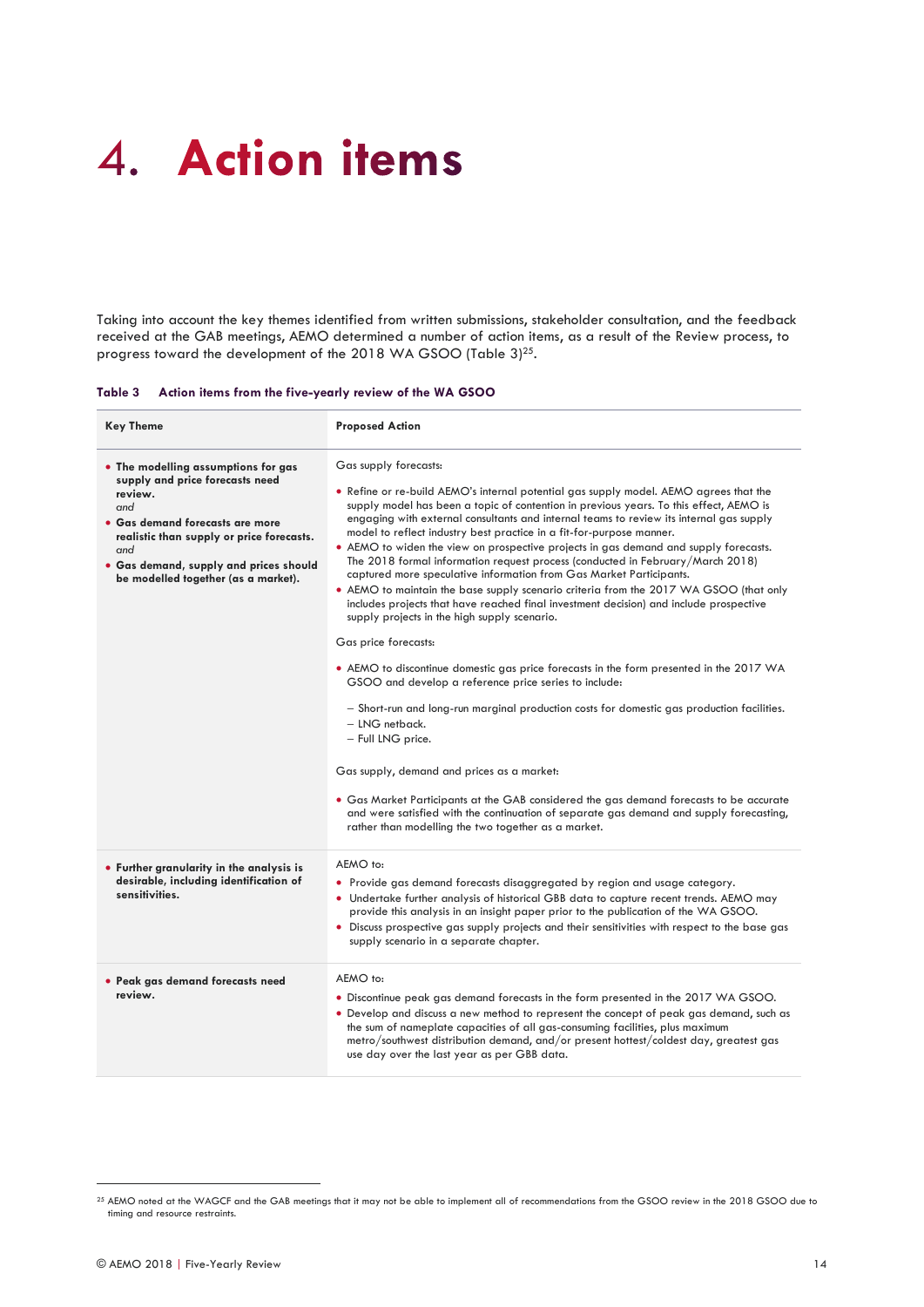# 4. Action items

Taking into account the key themes identified from written submissions, stakeholder consultation, and the feedback received at the GAB meetings, AEMO determined a number of action items, as a result of the Review process, to progress toward the development of the 2018 WA GSOO (Table 3)[25].

**Table 3 Action items from the five-yearly review of the WA GSOO**

| Key Theme | Proposed Action |
|---|---|
| • **The modelling assumptions for gas supply and price forecasts need review.** *and* • **Gas demand forecasts are more realistic than supply or price forecasts.** *and* • **Gas demand, supply and prices should be modelled together (as a market).** | Gas supply forecasts: • Refine or re-build AEMO's internal potential gas supply model. AEMO agrees that the supply model has been a topic of contention in previous years. To this effect, AEMO is engaging with external consultants and internal teams to review its internal gas supply model to reflect industry best practice in a fit-for-purpose manner. • AEMO to widen the view on prospective projects in gas demand and supply forecasts. The 2018 formal information request process (conducted in February/March 2018) captured more speculative information from Gas Market Participants. • AEMO to maintain the base supply scenario criteria from the 2017 WA GSOO (that only includes projects that have reached final investment decision) and include prospective supply projects in the high supply scenario. Gas price forecasts: • AEMO to discontinue domestic gas price forecasts in the form presented in the 2017 WA GSOO and develop a reference price series to include: – Short-run and long-run marginal production costs for domestic gas production facilities. – LNG netback. – Full LNG price. Gas supply, demand and prices as a market: • Gas Market Participants at the GAB considered the gas demand forecasts to be accurate and were satisfied with the continuation of separate gas demand and supply forecasting, rather than modelling the two together as a market. |
| • **Further granularity in the analysis is desirable, including identification of sensitivities.** | AEMO to: • Provide gas demand forecasts disaggregated by region and usage category. • Undertake further analysis of historical GBB data to capture recent trends. AEMO may provide this analysis in an insight paper prior to the publication of the WA GSOO. • Discuss prospective gas supply projects and their sensitivities with respect to the base gas supply scenario in a separate chapter. |
| • **Peak gas demand forecasts need review.** | AEMO to: • Discontinue peak gas demand forecasts in the form presented in the 2017 WA GSOO. • Develop and discuss a new method to represent the concept of peak gas demand, such as the sum of nameplate capacities of all gas-consuming facilities, plus maximum metro/southwest distribution demand, and/or present hottest/coldest day, greatest gas use day over the last year as per GBB data. |

[25] AEMO noted at the WAGCF and the GAB meetings that it may not be able to implement all of recommendations from the GSOO review in the 2018 GSOO due to timing and resource restraints.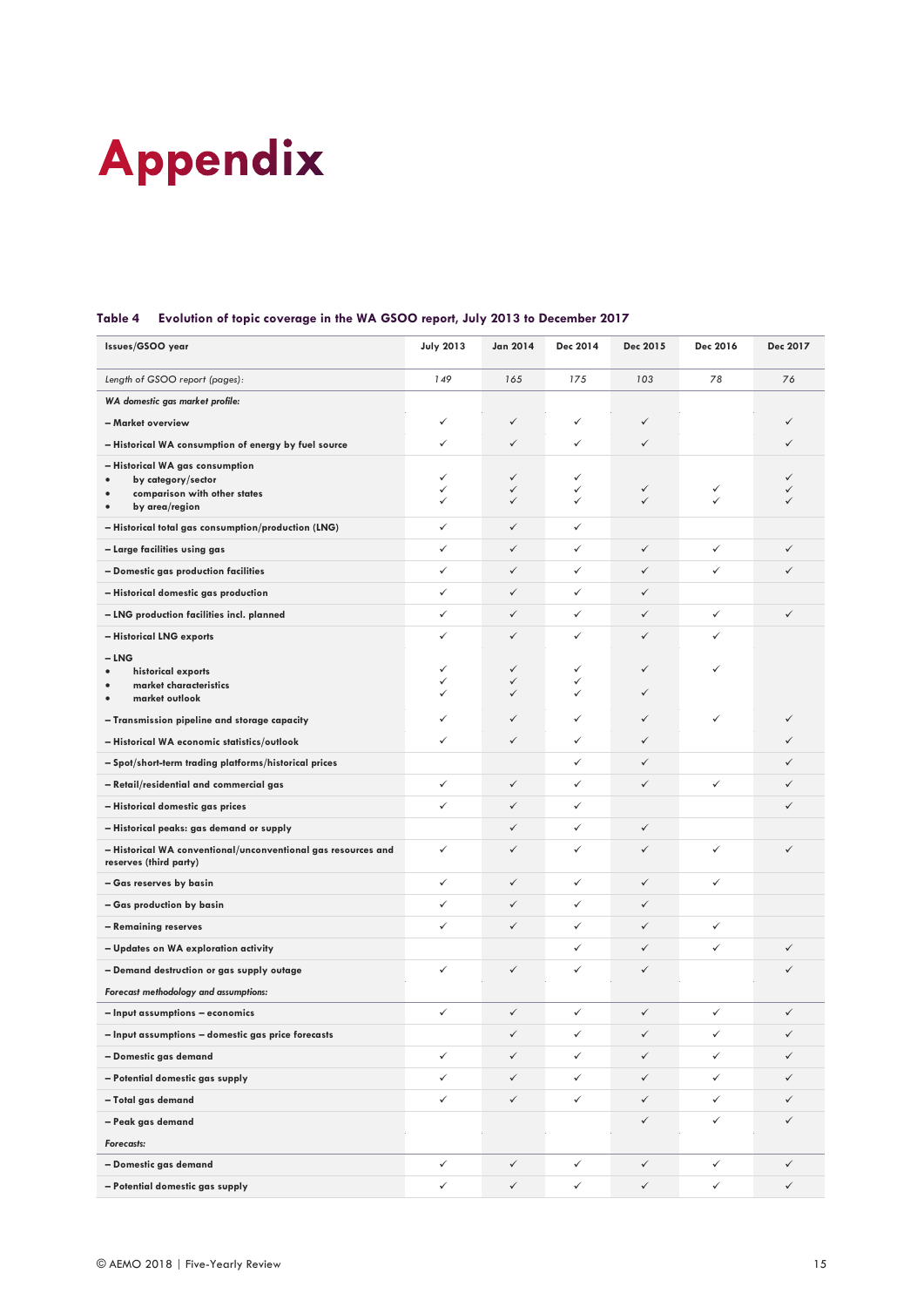# Appendix

**Table 4 Evolution of topic coverage in the WA GSOO report, July 2013 to December 2017**

| Issues/GSOO year | July 2013 | Jan 2014 | Dec 2014 | Dec 2015 | Dec 2016 | Dec 2017 |
|---|---|---|---|---|---|---|
| *Length of GSOO report (pages):* | *149* | *165* | *175* | *103* | *78* | *76* |
| ***WA domestic gas market profile:*** | | | | | | |
| **– Market overview** | ✓ | ✓ | ✓ | ✓ | | ✓ |
| **– Historical WA consumption of energy by fuel source** | ✓ | ✓ | ✓ | ✓ | | ✓ |
| **– Historical WA gas consumption** | | | | | | |
| • by category/sector | ✓ | ✓ | ✓ | | | ✓ |
| • comparison with other states | ✓ | ✓ | ✓ | ✓ | ✓ | ✓ |
| • by area/region | ✓ | ✓ | ✓ | ✓ | ✓ | ✓ |
| **– Historical total gas consumption/production (LNG)** | ✓ | ✓ | ✓ | | | |
| **– Large facilities using gas** | ✓ | ✓ | ✓ | ✓ | ✓ | ✓ |
| **– Domestic gas production facilities** | ✓ | ✓ | ✓ | ✓ | ✓ | ✓ |
| **– Historical domestic gas production** | ✓ | ✓ | ✓ | ✓ | | |
| **– LNG production facilities incl. planned** | ✓ | ✓ | ✓ | ✓ | ✓ | ✓ |
| **– Historical LNG exports** | ✓ | ✓ | ✓ | ✓ | ✓ | |
| **– LNG** | | | | | | |
| • historical exports | ✓ | ✓ | ✓ | ✓ | ✓ | |
| • market characteristics | ✓ | ✓ | ✓ | | | |
| • market outlook | ✓ | ✓ | ✓ | ✓ | | |
| **– Transmission pipeline and storage capacity** | ✓ | ✓ | ✓ | ✓ | ✓ | ✓ |
| **– Historical WA economic statistics/outlook** | ✓ | ✓ | ✓ | ✓ | | ✓ |
| **– Spot/short-term trading platforms/historical prices** | | | ✓ | ✓ | | ✓ |
| **– Retail/residential and commercial gas** | ✓ | ✓ | ✓ | ✓ | ✓ | ✓ |
| **– Historical domestic gas prices** | ✓ | ✓ | ✓ | | | ✓ |
| **– Historical peaks: gas demand or supply** | | ✓ | ✓ | ✓ | | |
| **– Historical WA conventional/unconventional gas resources and reserves (third party)** | ✓ | ✓ | ✓ | ✓ | ✓ | ✓ |
| **– Gas reserves by basin** | ✓ | ✓ | ✓ | ✓ | ✓ | |
| **– Gas production by basin** | ✓ | ✓ | ✓ | ✓ | | |
| **– Remaining reserves** | ✓ | ✓ | ✓ | ✓ | ✓ | |
| **– Updates on WA exploration activity** | | | ✓ | ✓ | ✓ | ✓ |
| **– Demand destruction or gas supply outage** | ✓ | ✓ | ✓ | ✓ | | ✓ |
| ***Forecast methodology and assumptions:*** | | | | | | |
| **– Input assumptions – economics** | ✓ | ✓ | ✓ | ✓ | ✓ | ✓ |
| **– Input assumptions – domestic gas price forecasts** | | ✓ | ✓ | ✓ | ✓ | ✓ |
| **– Domestic gas demand** | ✓ | ✓ | ✓ | ✓ | ✓ | ✓ |
| **– Potential domestic gas supply** | ✓ | ✓ | ✓ | ✓ | ✓ | ✓ |
| **– Total gas demand** | ✓ | ✓ | ✓ | ✓ | ✓ | ✓ |
| **– Peak gas demand** | | | | ✓ | ✓ | ✓ |
| ***Forecasts:*** | | | | | | |
| **– Domestic gas demand** | ✓ | ✓ | ✓ | ✓ | ✓ | ✓ |
| **– Potential domestic gas supply** | ✓ | ✓ | ✓ | ✓ | ✓ | ✓ |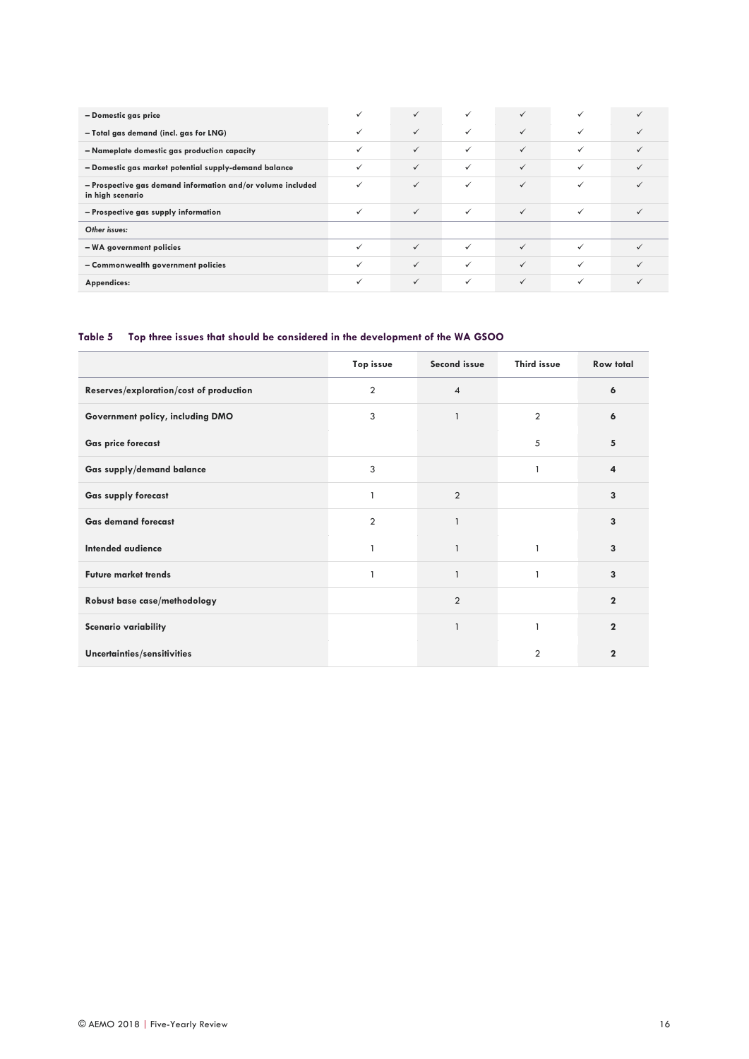| | | | | | | |
|---|---|---|---|---|---|---|
| – Domestic gas price | ✓ | ✓ | ✓ | ✓ | ✓ | ✓ |
| – Total gas demand (incl. gas for LNG) | ✓ | ✓ | ✓ | ✓ | ✓ | ✓ |
| – Nameplate domestic gas production capacity | ✓ | ✓ | ✓ | ✓ | ✓ | ✓ |
| – Domestic gas market potential supply-demand balance | ✓ | ✓ | ✓ | ✓ | ✓ | ✓ |
| – Prospective gas demand information and/or volume included in high scenario | ✓ | ✓ | ✓ | ✓ | ✓ | ✓ |
| – Prospective gas supply information | ✓ | ✓ | ✓ | ✓ | ✓ | ✓ |
| *Other issues:* | | | | | | |
| – WA government policies | ✓ | ✓ | ✓ | ✓ | ✓ | ✓ |
| – Commonwealth government policies | ✓ | ✓ | ✓ | ✓ | ✓ | ✓ |
| Appendices: | ✓ | ✓ | ✓ | ✓ | ✓ | ✓ |

**Table 5 Top three issues that should be considered in the development of the WA GSOO**

| | Top issue | Second issue | Third issue | Row total |
|---|---|---|---|---|
| Reserves/exploration/cost of production | 2 | 4 | | 6 |
| Government policy, including DMO | 3 | 1 | 2 | 6 |
| Gas price forecast | | | 5 | 5 |
| Gas supply/demand balance | 3 | | 1 | 4 |
| Gas supply forecast | 1 | 2 | | 3 |
| Gas demand forecast | 2 | 1 | | 3 |
| Intended audience | 1 | 1 | 1 | 3 |
| Future market trends | 1 | 1 | 1 | 3 |
| Robust base case/methodology | | 2 | | 2 |
| Scenario variability | | 1 | 1 | 2 |
| Uncertainties/sensitivities | | | 2 | 2 |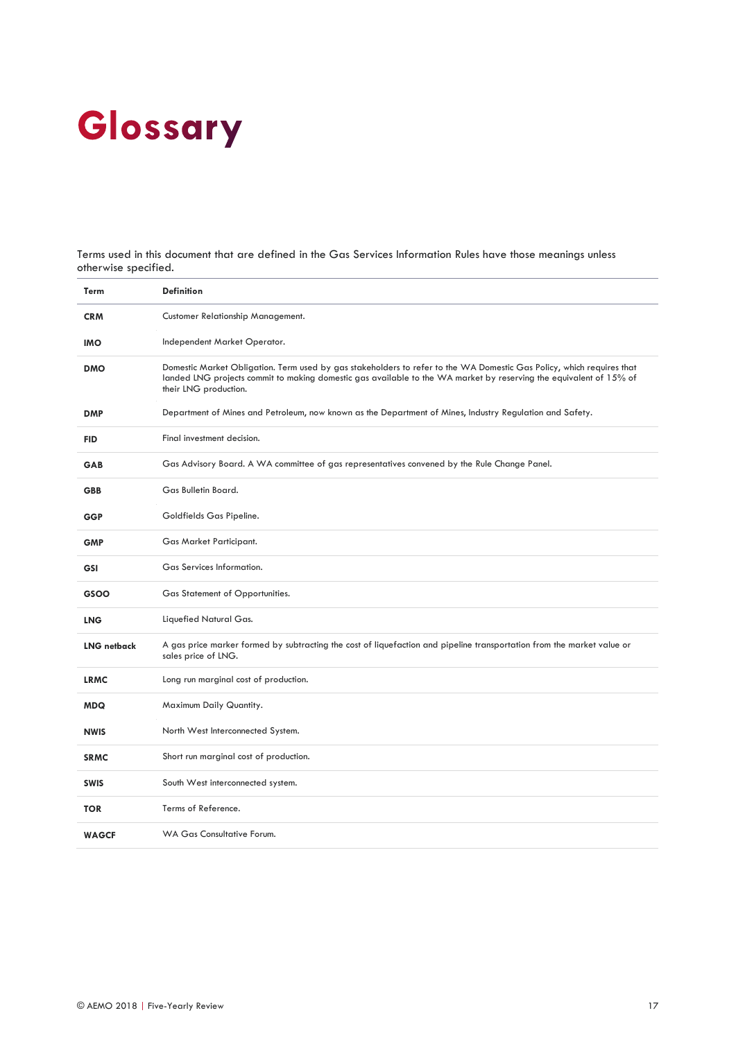# Glossary

Terms used in this document that are defined in the Gas Services Information Rules have those meanings unless otherwise specified.

| Term | Definition |
|---|---|
| **CRM** | Customer Relationship Management. |
| **IMO** | Independent Market Operator. |
| **DMO** | Domestic Market Obligation. Term used by gas stakeholders to refer to the WA Domestic Gas Policy, which requires that landed LNG projects commit to making domestic gas available to the WA market by reserving the equivalent of 15% of their LNG production. |
| **DMP** | Department of Mines and Petroleum, now known as the Department of Mines, Industry Regulation and Safety. |
| **FID** | Final investment decision. |
| **GAB** | Gas Advisory Board. A WA committee of gas representatives convened by the Rule Change Panel. |
| **GBB** | Gas Bulletin Board. |
| **GGP** | Goldfields Gas Pipeline. |
| **GMP** | Gas Market Participant. |
| **GSI** | Gas Services Information. |
| **GSOO** | Gas Statement of Opportunities. |
| **LNG** | Liquefied Natural Gas. |
| **LNG netback** | A gas price marker formed by subtracting the cost of liquefaction and pipeline transportation from the market value or sales price of LNG. |
| **LRMC** | Long run marginal cost of production. |
| **MDQ** | Maximum Daily Quantity. |
| **NWIS** | North West Interconnected System. |
| **SRMC** | Short run marginal cost of production. |
| **SWIS** | South West interconnected system. |
| **TOR** | Terms of Reference. |
| **WAGCF** | WA Gas Consultative Forum. |